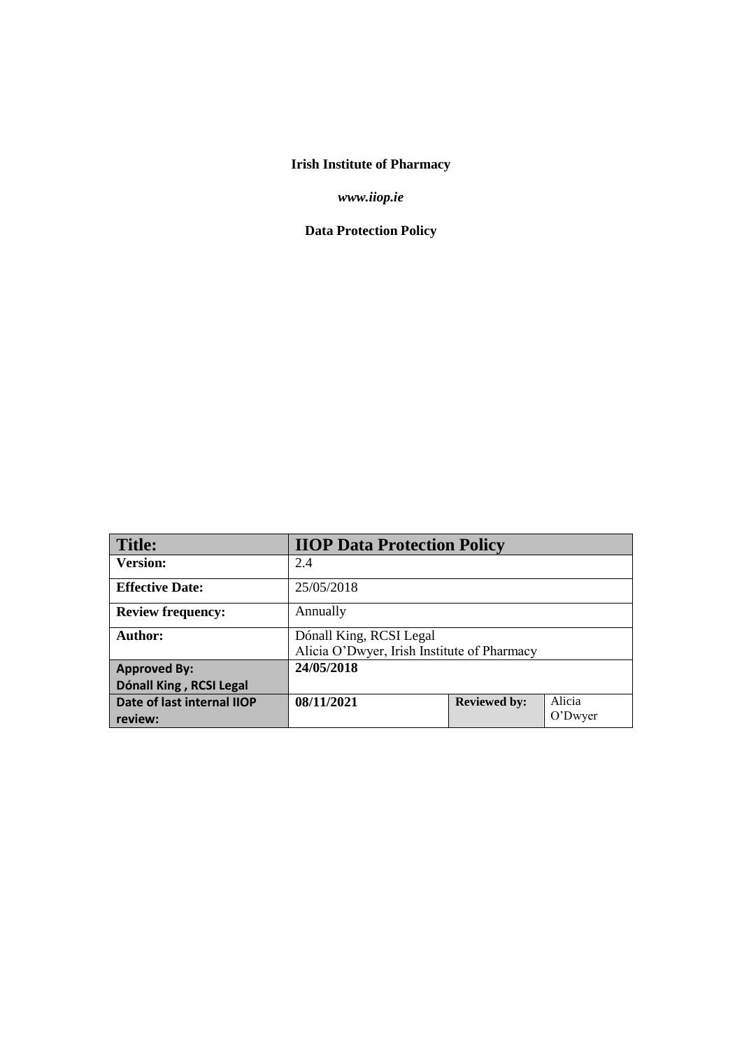**Irish Institute of Pharmacy**

***www.iiop.ie***

**Data Protection Policy**

| **Title:** | **IIOP Data Protection Policy** | | |
|---|---|---|---|
| **Version:** | 2.4 | | |
| **Effective Date:** | 25/05/2018 | | |
| **Review frequency:** | Annually | | |
| **Author:** | Dónall King, RCSI Legal<br>Alicia O'Dwyer, Irish Institute of Pharmacy | | |
| **Approved By:**<br>**Dónall King , RCSI Legal** | **24/05/2018** | | |
| **Date of last internal IIOP review:** | **08/11/2021** | **Reviewed by:** | Alicia O'Dwyer |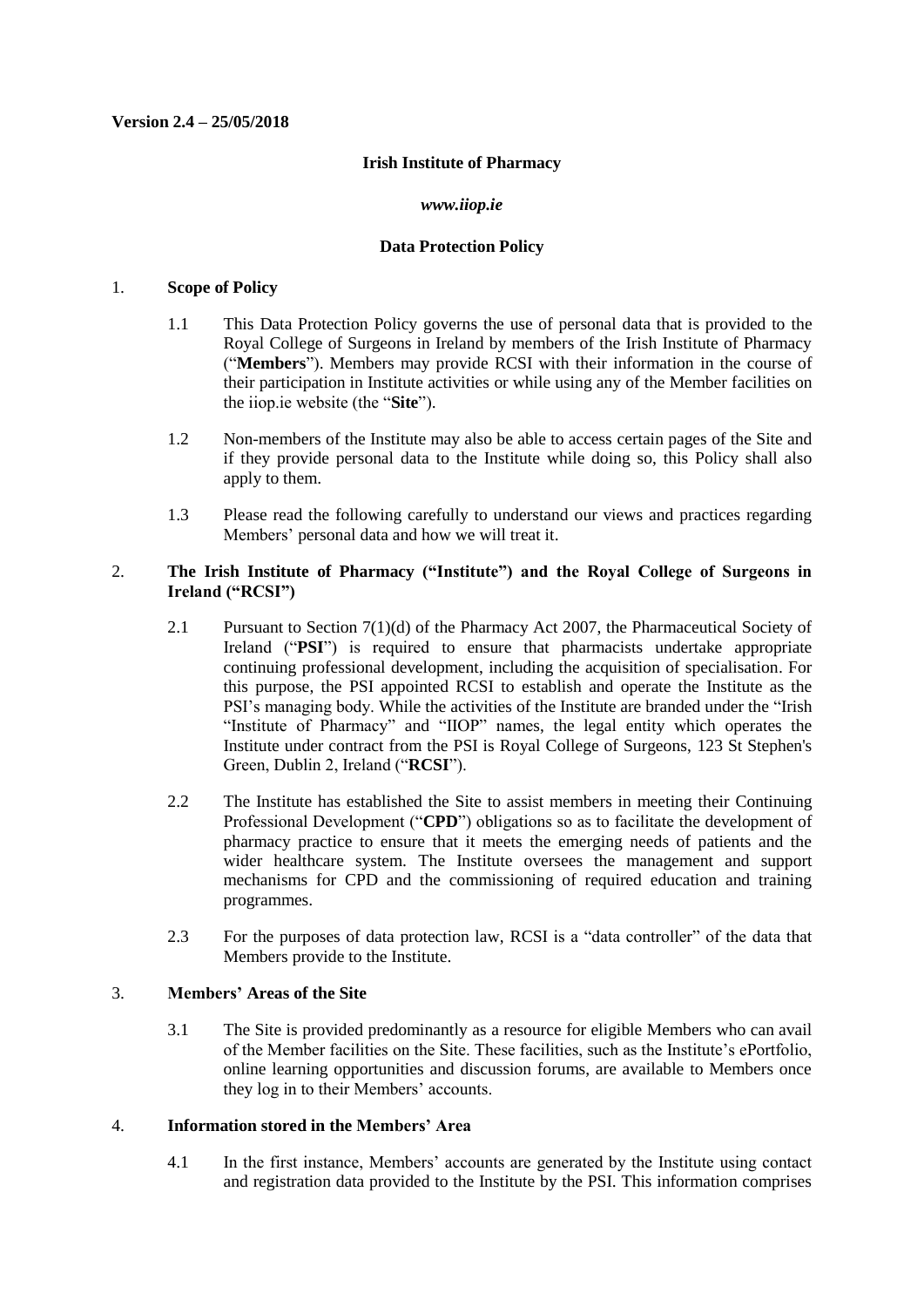**Version 2.4 – 25/05/2018**

**Irish Institute of Pharmacy**

***www.iiop.ie***

**Data Protection Policy**

1. **Scope of Policy**

   1.1 This Data Protection Policy governs the use of personal data that is provided to the Royal College of Surgeons in Ireland by members of the Irish Institute of Pharmacy ("**Members**"). Members may provide RCSI with their information in the course of their participation in Institute activities or while using any of the Member facilities on the iiop.ie website (the "**Site**").

   1.2 Non-members of the Institute may also be able to access certain pages of the Site and if they provide personal data to the Institute while doing so, this Policy shall also apply to them.

   1.3 Please read the following carefully to understand our views and practices regarding Members' personal data and how we will treat it.

2. **The Irish Institute of Pharmacy ("Institute") and the Royal College of Surgeons in Ireland ("RCSI")**

   2.1 Pursuant to Section 7(1)(d) of the Pharmacy Act 2007, the Pharmaceutical Society of Ireland ("**PSI**") is required to ensure that pharmacists undertake appropriate continuing professional development, including the acquisition of specialisation. For this purpose, the PSI appointed RCSI to establish and operate the Institute as the PSI's managing body. While the activities of the Institute are branded under the "Irish "Institute of Pharmacy" and "IIOP" names, the legal entity which operates the Institute under contract from the PSI is Royal College of Surgeons, 123 St Stephen's Green, Dublin 2, Ireland ("**RCSI**").

   2.2 The Institute has established the Site to assist members in meeting their Continuing Professional Development ("**CPD**") obligations so as to facilitate the development of pharmacy practice to ensure that it meets the emerging needs of patients and the wider healthcare system. The Institute oversees the management and support mechanisms for CPD and the commissioning of required education and training programmes.

   2.3 For the purposes of data protection law, RCSI is a "data controller" of the data that Members provide to the Institute.

3. **Members' Areas of the Site**

   3.1 The Site is provided predominantly as a resource for eligible Members who can avail of the Member facilities on the Site. These facilities, such as the Institute's ePortfolio, online learning opportunities and discussion forums, are available to Members once they log in to their Members' accounts.

4. **Information stored in the Members' Area**

   4.1 In the first instance, Members' accounts are generated by the Institute using contact and registration data provided to the Institute by the PSI. This information comprises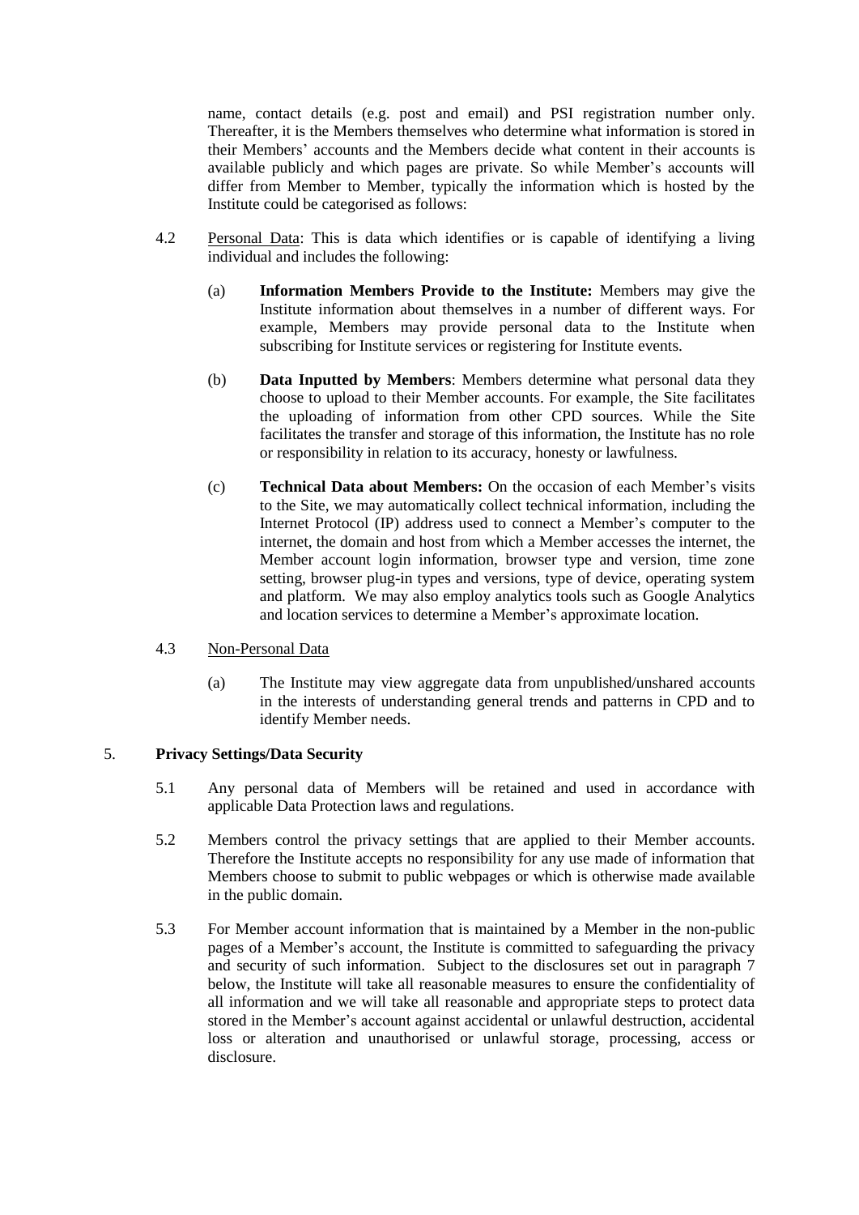name, contact details (e.g. post and email) and PSI registration number only. Thereafter, it is the Members themselves who determine what information is stored in their Members' accounts and the Members decide what content in their accounts is available publicly and which pages are private. So while Member's accounts will differ from Member to Member, typically the information which is hosted by the Institute could be categorised as follows:

4.2 Personal Data: This is data which identifies or is capable of identifying a living individual and includes the following:

(a) **Information Members Provide to the Institute:** Members may give the Institute information about themselves in a number of different ways. For example, Members may provide personal data to the Institute when subscribing for Institute services or registering for Institute events.

(b) **Data Inputted by Members**: Members determine what personal data they choose to upload to their Member accounts. For example, the Site facilitates the uploading of information from other CPD sources. While the Site facilitates the transfer and storage of this information, the Institute has no role or responsibility in relation to its accuracy, honesty or lawfulness.

(c) **Technical Data about Members:** On the occasion of each Member's visits to the Site, we may automatically collect technical information, including the Internet Protocol (IP) address used to connect a Member's computer to the internet, the domain and host from which a Member accesses the internet, the Member account login information, browser type and version, time zone setting, browser plug-in types and versions, type of device, operating system and platform. We may also employ analytics tools such as Google Analytics and location services to determine a Member's approximate location.

4.3 Non-Personal Data

(a) The Institute may view aggregate data from unpublished/unshared accounts in the interests of understanding general trends and patterns in CPD and to identify Member needs.

## 5. **Privacy Settings/Data Security**

5.1 Any personal data of Members will be retained and used in accordance with applicable Data Protection laws and regulations.

5.2 Members control the privacy settings that are applied to their Member accounts. Therefore the Institute accepts no responsibility for any use made of information that Members choose to submit to public webpages or which is otherwise made available in the public domain.

5.3 For Member account information that is maintained by a Member in the non-public pages of a Member's account, the Institute is committed to safeguarding the privacy and security of such information. Subject to the disclosures set out in paragraph 7 below, the Institute will take all reasonable measures to ensure the confidentiality of all information and we will take all reasonable and appropriate steps to protect data stored in the Member's account against accidental or unlawful destruction, accidental loss or alteration and unauthorised or unlawful storage, processing, access or disclosure.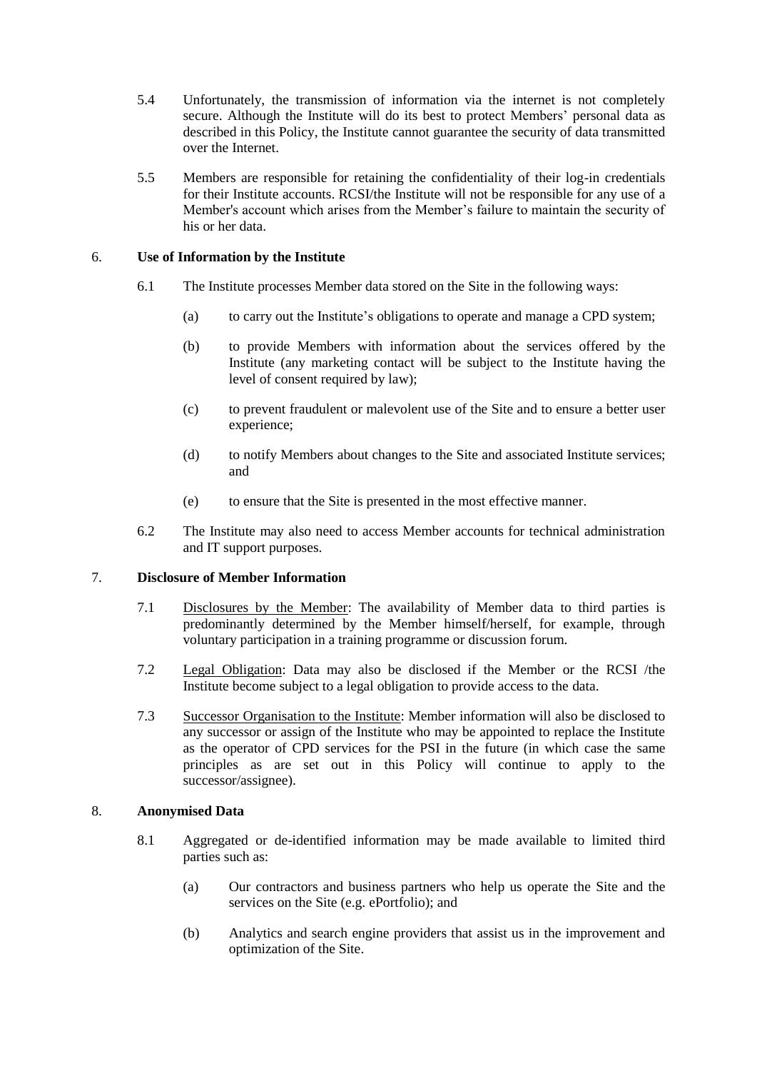5.4 Unfortunately, the transmission of information via the internet is not completely secure. Although the Institute will do its best to protect Members' personal data as described in this Policy, the Institute cannot guarantee the security of data transmitted over the Internet.

5.5 Members are responsible for retaining the confidentiality of their log-in credentials for their Institute accounts. RCSI/the Institute will not be responsible for any use of a Member's account which arises from the Member's failure to maintain the security of his or her data.

## 6. Use of Information by the Institute

6.1 The Institute processes Member data stored on the Site in the following ways:

(a) to carry out the Institute's obligations to operate and manage a CPD system;

(b) to provide Members with information about the services offered by the Institute (any marketing contact will be subject to the Institute having the level of consent required by law);

(c) to prevent fraudulent or malevolent use of the Site and to ensure a better user experience;

(d) to notify Members about changes to the Site and associated Institute services; and

(e) to ensure that the Site is presented in the most effective manner.

6.2 The Institute may also need to access Member accounts for technical administration and IT support purposes.

## 7. Disclosure of Member Information

7.1 Disclosures by the Member: The availability of Member data to third parties is predominantly determined by the Member himself/herself, for example, through voluntary participation in a training programme or discussion forum.

7.2 Legal Obligation: Data may also be disclosed if the Member or the RCSI /the Institute become subject to a legal obligation to provide access to the data.

7.3 Successor Organisation to the Institute: Member information will also be disclosed to any successor or assign of the Institute who may be appointed to replace the Institute as the operator of CPD services for the PSI in the future (in which case the same principles as are set out in this Policy will continue to apply to the successor/assignee).

## 8. Anonymised Data

8.1 Aggregated or de-identified information may be made available to limited third parties such as:

(a) Our contractors and business partners who help us operate the Site and the services on the Site (e.g. ePortfolio); and

(b) Analytics and search engine providers that assist us in the improvement and optimization of the Site.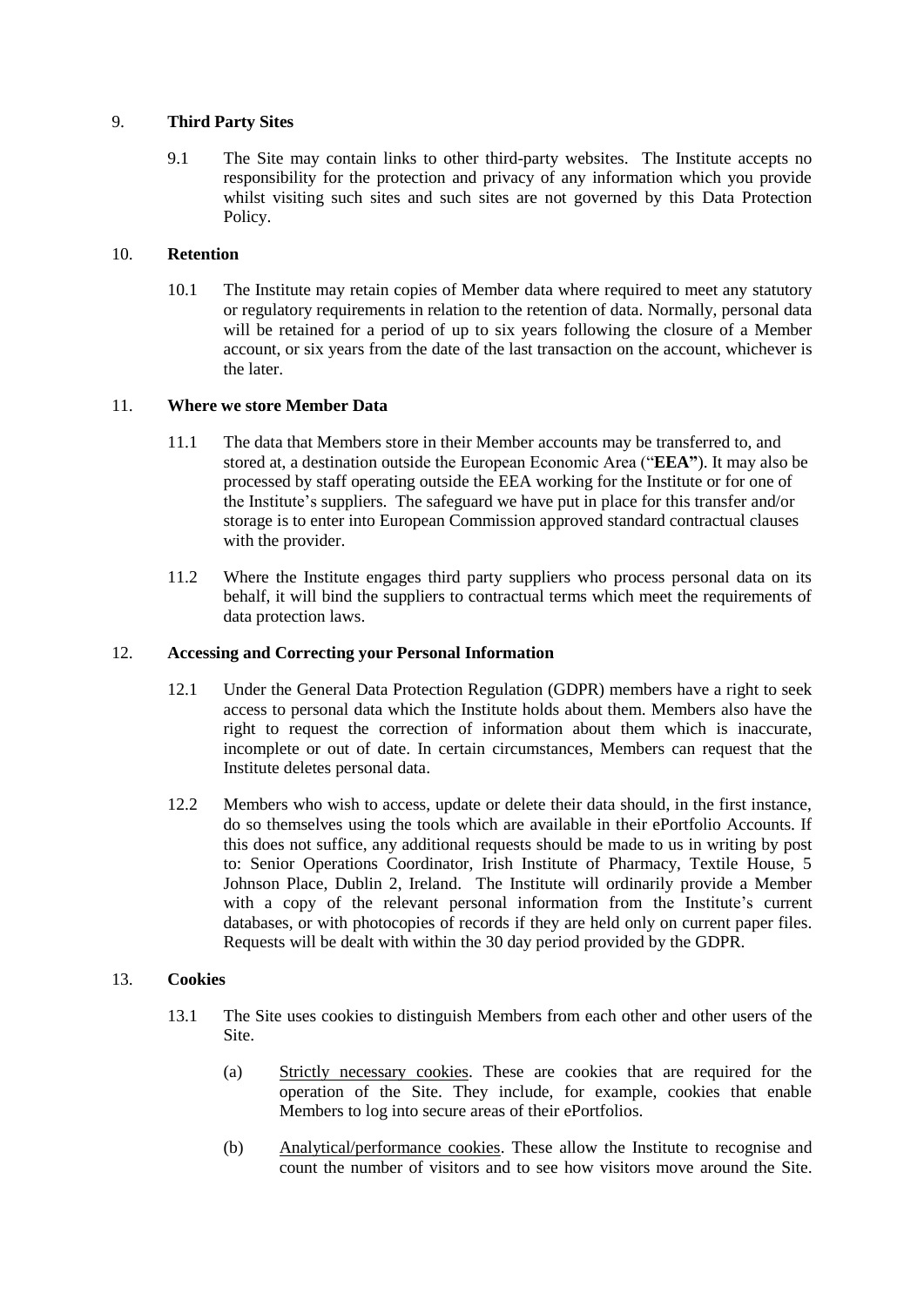## 9. **Third Party Sites**

9.1 The Site may contain links to other third-party websites. The Institute accepts no responsibility for the protection and privacy of any information which you provide whilst visiting such sites and such sites are not governed by this Data Protection Policy.

## 10. **Retention**

10.1 The Institute may retain copies of Member data where required to meet any statutory or regulatory requirements in relation to the retention of data. Normally, personal data will be retained for a period of up to six years following the closure of a Member account, or six years from the date of the last transaction on the account, whichever is the later.

## 11. **Where we store Member Data**

11.1 The data that Members store in their Member accounts may be transferred to, and stored at, a destination outside the European Economic Area ("**EEA"**). It may also be processed by staff operating outside the EEA working for the Institute or for one of the Institute's suppliers. The safeguard we have put in place for this transfer and/or storage is to enter into European Commission approved standard contractual clauses with the provider.

11.2 Where the Institute engages third party suppliers who process personal data on its behalf, it will bind the suppliers to contractual terms which meet the requirements of data protection laws.

## 12. **Accessing and Correcting your Personal Information**

12.1 Under the General Data Protection Regulation (GDPR) members have a right to seek access to personal data which the Institute holds about them. Members also have the right to request the correction of information about them which is inaccurate, incomplete or out of date. In certain circumstances, Members can request that the Institute deletes personal data.

12.2 Members who wish to access, update or delete their data should, in the first instance, do so themselves using the tools which are available in their ePortfolio Accounts. If this does not suffice, any additional requests should be made to us in writing by post to: Senior Operations Coordinator, Irish Institute of Pharmacy, Textile House, 5 Johnson Place, Dublin 2, Ireland. The Institute will ordinarily provide a Member with a copy of the relevant personal information from the Institute's current databases, or with photocopies of records if they are held only on current paper files. Requests will be dealt with within the 30 day period provided by the GDPR.

## 13. **Cookies**

13.1 The Site uses cookies to distinguish Members from each other and other users of the Site.

(a) Strictly necessary cookies. These are cookies that are required for the operation of the Site. They include, for example, cookies that enable Members to log into secure areas of their ePortfolios.

(b) Analytical/performance cookies. These allow the Institute to recognise and count the number of visitors and to see how visitors move around the Site.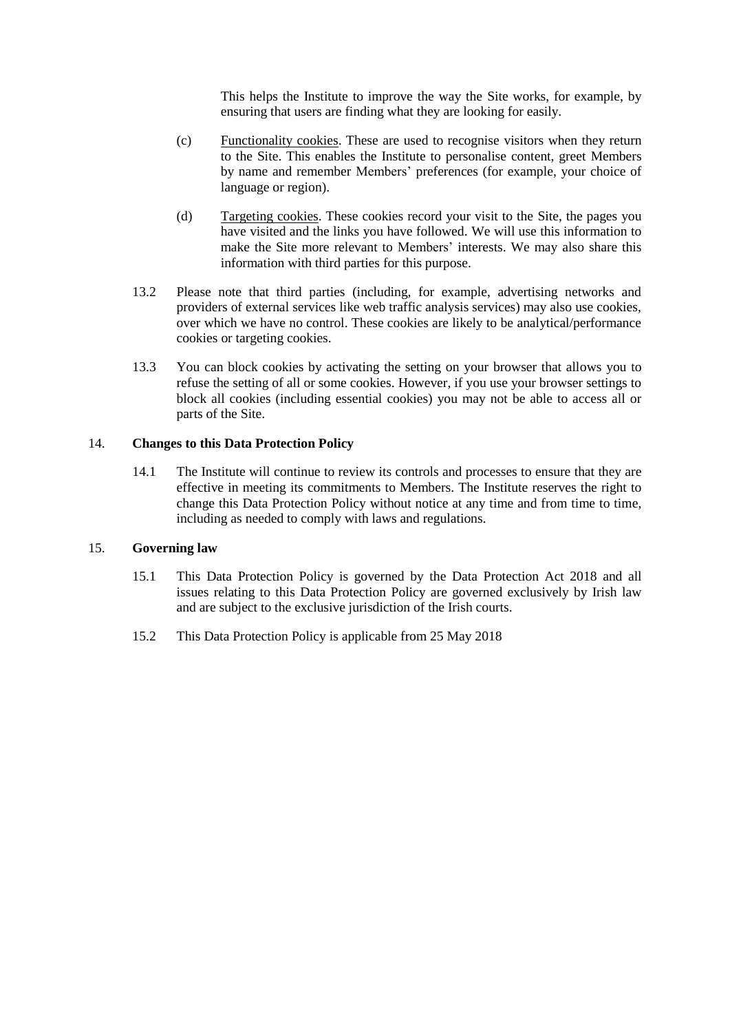This helps the Institute to improve the way the Site works, for example, by ensuring that users are finding what they are looking for easily.

(c) Functionality cookies. These are used to recognise visitors when they return to the Site. This enables the Institute to personalise content, greet Members by name and remember Members' preferences (for example, your choice of language or region).

(d) Targeting cookies. These cookies record your visit to the Site, the pages you have visited and the links you have followed. We will use this information to make the Site more relevant to Members' interests. We may also share this information with third parties for this purpose.

13.2 Please note that third parties (including, for example, advertising networks and providers of external services like web traffic analysis services) may also use cookies, over which we have no control. These cookies are likely to be analytical/performance cookies or targeting cookies.

13.3 You can block cookies by activating the setting on your browser that allows you to refuse the setting of all or some cookies. However, if you use your browser settings to block all cookies (including essential cookies) you may not be able to access all or parts of the Site.

## 14. Changes to this Data Protection Policy

14.1 The Institute will continue to review its controls and processes to ensure that they are effective in meeting its commitments to Members. The Institute reserves the right to change this Data Protection Policy without notice at any time and from time to time, including as needed to comply with laws and regulations.

## 15. Governing law

15.1 This Data Protection Policy is governed by the Data Protection Act 2018 and all issues relating to this Data Protection Policy are governed exclusively by Irish law and are subject to the exclusive jurisdiction of the Irish courts.

15.2 This Data Protection Policy is applicable from 25 May 2018